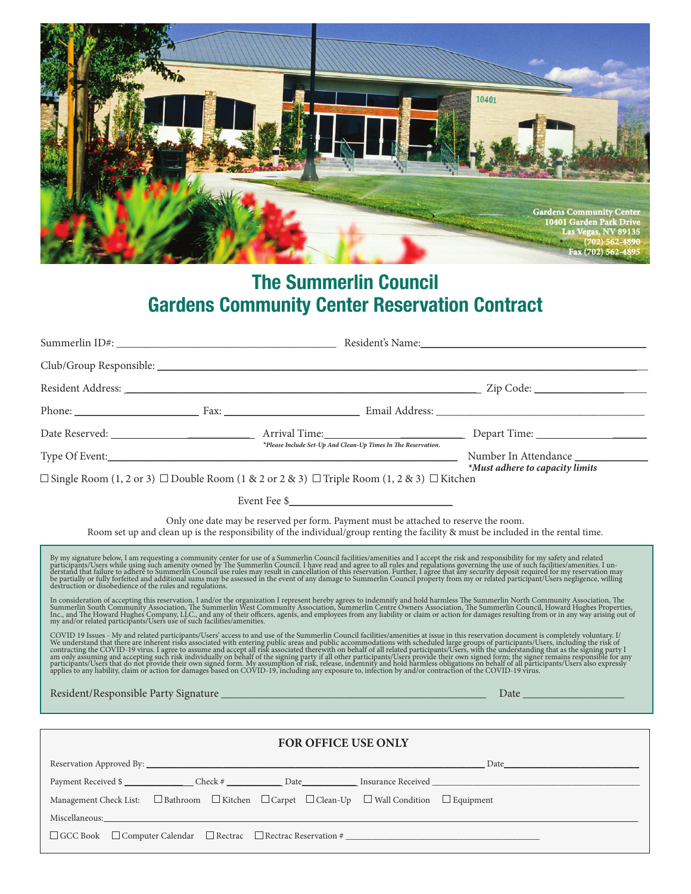Gardens Community Center
10401 Garden Park Drive
Las Vegas, NV 89135
(702) 562-4890
Fax (702) 562-4895

# The Summerlin Council
# Gardens Community Center Reservation Contract

Summerlin ID#: ______________________ Resident's Name: ______________________

Club/Group Responsible: ______________________

Resident Address: ______________________ Zip Code: ____________

Phone: ____________ Fax: ____________ Email Address: ______________________

Date Reserved: ____________ Arrival Time: ____________ Depart Time: ____________

*\*Please Include Set-Up And Clean-Up Times In The Reservation.*

Type Of Event: ______________________ Number In Attendance ____________

***Must adhere to capacity limits**

☐ Single Room (1, 2 or 3) ☐ Double Room (1 & 2 or 2 & 3) ☐ Triple Room (1, 2 & 3) ☐ Kitchen

Event Fee $____________

Only one date may be reserved per form. Payment must be attached to reserve the room.
Room set up and clean up is the responsibility of the individual/group renting the facility & must be included in the rental time.

By my signature below, I am requesting a community center for use of a Summerlin Council facilities/amenities and I accept the risk and responsibility for my safety and related participants/Users while using such amenity owned by The Summerlin Council. I have read and agree to all rules and regulations governing the use of such facilities/amenities. I understand that failure to adhere to Summerlin Council use rules may result in cancellation of this reservation. Further, I agree that any security deposit required for my reservation may be partially or fully forfeited and additional sums may be assessed in the event of any damage to Summerlin Council property from my or related participant/Users negligence, willing destruction or disobedience of the rules and regulations.

In consideration of accepting this reservation, I and/or the organization I represent hereby agrees to indemnify and hold harmless The Summerlin North Community Association, The Summerlin South Community Association, The Summerlin West Community Association, Summerlin Centre Owners Association, The Summerlin Council, Howard Hughes Properties, Inc., and The Howard Hughes Company, LLC., and any of their officers, agents, and employees from any liability or claim or action for damages resulting from or in any way arising out of my and/or related participants/Users use of such facilities/amenities.

COVID 19 Issues - My and related participants/Users' access to and use of the Summerlin Council facilities/amenities at issue in this reservation document is completely voluntary. I/We understand that there are inherent risks associated with entering public areas and public accommodations with scheduled large groups of participants/Users, including the risk of contracting the COVID-19 virus. I agree to assume and accept all risk associated therewith on behalf of all related participants/Users, with the understanding that as the signing party I am only assuming and accepting such risk individually on behalf of the signing party if all other participants/Users provide their own signed form; the signer remains responsible for any participants/Users that do not provide their own signed form. My assumption of risk, release, indemnity and hold harmless obligations on behalf of all participants/Users also expressly applies to any liability, claim or action for damages based on COVID-19, including any exposure to, infection by and/or contraction of the COVID-19 virus.

Resident/Responsible Party Signature ______________________ Date ____________

## FOR OFFICE USE ONLY

Reservation Approved By: ______________________ Date ____________

Payment Received $ ________ Check # ________ Date ________ Insurance Received ____________

Management Check List: ☐ Bathroom ☐ Kitchen ☐ Carpet ☐ Clean-Up ☐ Wall Condition ☐ Equipment

Miscellaneous: ______________________

☐ GCC Book ☐ Computer Calendar ☐ Rectrac ☐ Rectrac Reservation # ____________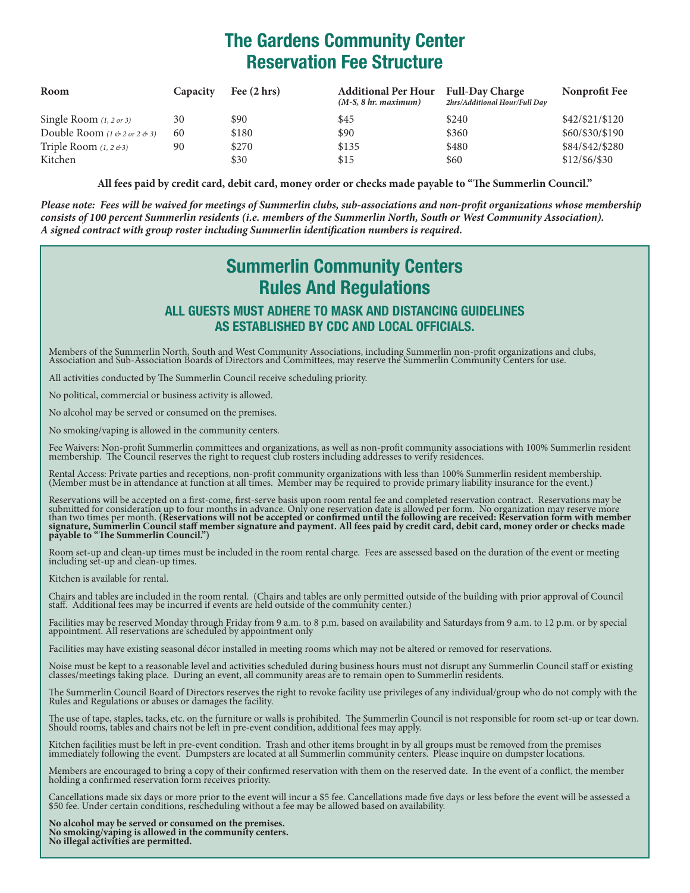# The Gardens Community Center
# Reservation Fee Structure

| Room | Capacity | Fee (2 hrs) | Additional Per Hour *(M-S, 8 hr. maximum)* | Full-Day Charge *2hrs/Additional Hour/Full Day* | Nonprofit Fee |
|---|---|---|---|---|---|
| Single Room *(1, 2 or 3)* | 30 | $90 | $45 | $240 | $42/$21/$120 |
| Double Room *(1 & 2 or 2 & 3)* | 60 | $180 | $90 | $360 | $60/$30/$190 |
| Triple Room *(1, 2 &3)* | 90 | $270 | $135 | $480 | $84/$42/$280 |
| Kitchen | | $30 | $15 | $60 | $12/$6/$30 |

**All fees paid by credit card, debit card, money order or checks made payable to "The Summerlin Council."**

***Please note: Fees will be waived for meetings of Summerlin clubs, sub-associations and non-profit organizations whose membership consists of 100 percent Summerlin residents (i.e. members of the Summerlin North, South or West Community Association). A signed contract with group roster including Summerlin identification numbers is required.***

## Summerlin Community Centers Rules And Regulations

### ALL GUESTS MUST ADHERE TO MASK AND DISTANCING GUIDELINES AS ESTABLISHED BY CDC AND LOCAL OFFICIALS.

Members of the Summerlin North, South and West Community Associations, including Summerlin non-profit organizations and clubs, Association and Sub-Association Boards of Directors and Committees, may reserve the Summerlin Community Centers for use.

All activities conducted by The Summerlin Council receive scheduling priority.

No political, commercial or business activity is allowed.

No alcohol may be served or consumed on the premises.

No smoking/vaping is allowed in the community centers.

Fee Waivers: Non-profit Summerlin committees and organizations, as well as non-profit community associations with 100% Summerlin resident membership. The Council reserves the right to request club rosters including addresses to verify residences.

Rental Access: Private parties and receptions, non-profit community organizations with less than 100% Summerlin resident membership. (Member must be in attendance at function at all times. Member may be required to provide primary liability insurance for the event.)

Reservations will be accepted on a first-come, first-serve basis upon room rental fee and completed reservation contract. Reservations may be submitted for consideration up to four months in advance. Only one reservation date is allowed per form. No organization may reserve more than two times per month. **(Reservations will not be accepted or confirmed until the following are received: Reservation form with member signature, Summerlin Council staff member signature and payment. All fees paid by credit card, debit card, money order or checks made payable to "The Summerlin Council.")**

Room set-up and clean-up times must be included in the room rental charge. Fees are assessed based on the duration of the event or meeting including set-up and clean-up times.

Kitchen is available for rental.

Chairs and tables are included in the room rental. (Chairs and tables are only permitted outside of the building with prior approval of Council staff. Additional fees may be incurred if events are held outside of the community center.)

Facilities may be reserved Monday through Friday from 9 a.m. to 8 p.m. based on availability and Saturdays from 9 a.m. to 12 p.m. or by special appointment. All reservations are scheduled by appointment only

Facilities may have existing seasonal décor installed in meeting rooms which may not be altered or removed for reservations.

Noise must be kept to a reasonable level and activities scheduled during business hours must not disrupt any Summerlin Council staff or existing classes/meetings taking place. During an event, all community areas are to remain open to Summerlin residents.

The Summerlin Council Board of Directors reserves the right to revoke facility use privileges of any individual/group who do not comply with the Rules and Regulations or abuses or damages the facility.

The use of tape, staples, tacks, etc. on the furniture or walls is prohibited. The Summerlin Council is not responsible for room set-up or tear down. Should rooms, tables and chairs not be left in pre-event condition, additional fees may apply.

Kitchen facilities must be left in pre-event condition. Trash and other items brought in by all groups must be removed from the premises immediately following the event. Dumpsters are located at all Summerlin community centers. Please inquire on dumpster locations.

Members are encouraged to bring a copy of their confirmed reservation with them on the reserved date. In the event of a conflict, the member holding a confirmed reservation form receives priority.

Cancellations made six days or more prior to the event will incur a $5 fee. Cancellations made five days or less before the event will be assessed a $50 fee. Under certain conditions, rescheduling without a fee may be allowed based on availability.

**No alcohol may be served or consumed on the premises.**
**No smoking/vaping is allowed in the community centers.**
**No illegal activities are permitted.**